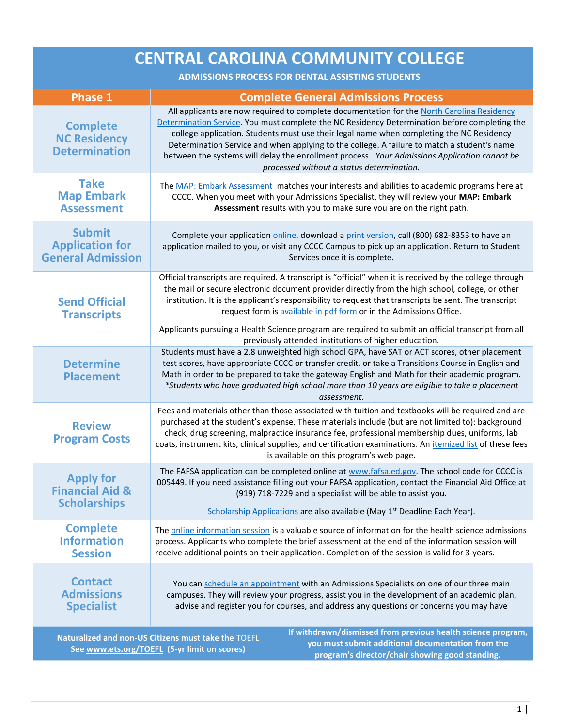# CENTRAL CAROLINA COMMUNITY COLLEGE

## ADMISSIONS PROCESS FOR DENTAL ASSISTING STUDENTS

| Phase 1 | Complete General Admissions Process |
|---|---|
| **Complete NC Residency Determination** | All applicants are now required to complete documentation for the North Carolina Residency Determination Service. You must complete the NC Residency Determination before completing the college application. Students must use their legal name when completing the NC Residency Determination Service and when applying to the college. A failure to match a student's name between the systems will delay the enrollment process. *Your Admissions Application cannot be processed without a status determination.* |
| **Take Map Embark Assessment** | The MAP: Embark Assessment matches your interests and abilities to academic programs here at CCCC. When you meet with your Admissions Specialist, they will review your **MAP: Embark Assessment** results with you to make sure you are on the right path. |
| **Submit Application for General Admission** | Complete your application online, download a print version, call (800) 682-8353 to have an application mailed to you, or visit any CCCC Campus to pick up an application. Return to Student Services once it is complete. |
| **Send Official Transcripts** | Official transcripts are required. A transcript is "official" when it is received by the college through the mail or secure electronic document provider directly from the high school, college, or other institution. It is the applicant's responsibility to request that transcripts be sent. The transcript request form is available in pdf form or in the Admissions Office.<br><br>Applicants pursuing a Health Science program are required to submit an official transcript from all previously attended institutions of higher education. |
| **Determine Placement** | Students must have a 2.8 unweighted high school GPA, have SAT or ACT scores, other placement test scores, have appropriate CCCC or transfer credit, or take a Transitions Course in English and Math in order to be prepared to take the gateway English and Math for their academic program. *\*Students who have graduated high school more than 10 years are eligible to take a placement assessment.* |
| **Review Program Costs** | Fees and materials other than those associated with tuition and textbooks will be required and are purchased at the student's expense. These materials include (but are not limited to): background check, drug screening, malpractice insurance fee, professional membership dues, uniforms, lab coats, instrument kits, clinical supplies, and certification examinations. An itemized list of these fees is available on this program's web page. |
| **Apply for Financial Aid & Scholarships** | The FAFSA application can be completed online at www.fafsa.ed.gov. The school code for CCCC is 005449. If you need assistance filling out your FAFSA application, contact the Financial Aid Office at (919) 718-7229 and a specialist will be able to assist you.<br><br>Scholarship Applications are also available (May 1st Deadline Each Year). |
| **Complete Information Session** | The online information session is a valuable source of information for the health science admissions process. Applicants who complete the brief assessment at the end of the information session will receive additional points on their application. Completion of the session is valid for 3 years. |
| **Contact Admissions Specialist** | You can schedule an appointment with an Admissions Specialists on one of our three main campuses. They will review your progress, assist you in the development of an academic plan, advise and register you for courses, and address any questions or concerns you may have |

| | |
|---|---|
| **Naturalized and non-US Citizens must take the** TOEFL **See www.ets.org/TOEFL (5-yr limit on scores)** | **If withdrawn/dismissed from previous health science program, you must submit additional documentation from the program's director/chair showing good standing.** |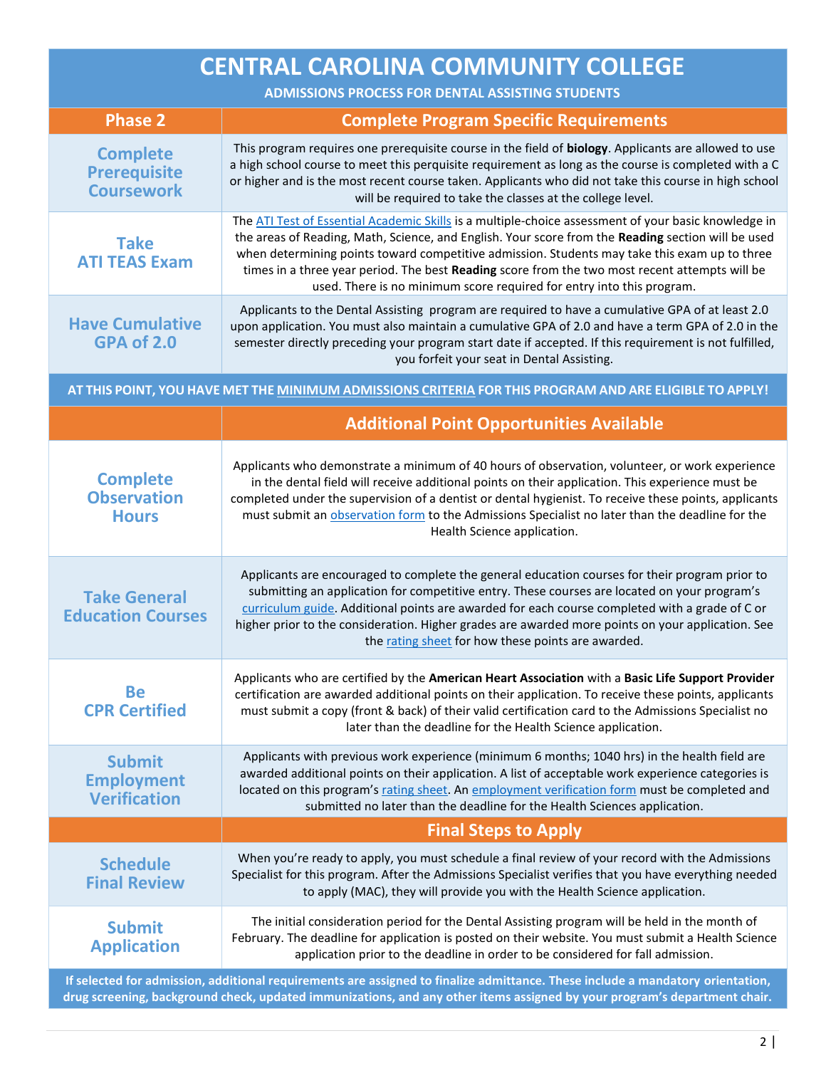# CENTRAL CAROLINA COMMUNITY COLLEGE

**ADMISSIONS PROCESS FOR DENTAL ASSISTING STUDENTS**

| Phase 2 | Complete Program Specific Requirements |
|---|---|
| **Complete Prerequisite Coursework** | This program requires one prerequisite course in the field of **biology**. Applicants are allowed to use a high school course to meet this perquisite requirement as long as the course is completed with a C or higher and is the most recent course taken. Applicants who did not take this course in high school will be required to take the classes at the college level. |
| **Take ATI TEAS Exam** | The ATI Test of Essential Academic Skills is a multiple-choice assessment of your basic knowledge in the areas of Reading, Math, Science, and English. Your score from the **Reading** section will be used when determining points toward competitive admission. Students may take this exam up to three times in a three year period. The best **Reading** score from the two most recent attempts will be used. There is no minimum score required for entry into this program. |
| **Have Cumulative GPA of 2.0** | Applicants to the Dental Assisting program are required to have a cumulative GPA of at least 2.0 upon application. You must also maintain a cumulative GPA of 2.0 and have a term GPA of 2.0 in the semester directly preceding your program start date if accepted. If this requirement is not fulfilled, you forfeit your seat in Dental Assisting. |
| **AT THIS POINT, YOU HAVE MET THE MINIMUM ADMISSIONS CRITERIA FOR THIS PROGRAM AND ARE ELIGIBLE TO APPLY!** | |
| | **Additional Point Opportunities Available** |
| **Complete Observation Hours** | Applicants who demonstrate a minimum of 40 hours of observation, volunteer, or work experience in the dental field will receive additional points on their application. This experience must be completed under the supervision of a dentist or dental hygienist. To receive these points, applicants must submit an observation form to the Admissions Specialist no later than the deadline for the Health Science application. |
| **Take General Education Courses** | Applicants are encouraged to complete the general education courses for their program prior to submitting an application for competitive entry. These courses are located on your program's curriculum guide. Additional points are awarded for each course completed with a grade of C or higher prior to the consideration. Higher grades are awarded more points on your application. See the rating sheet for how these points are awarded. |
| **Be CPR Certified** | Applicants who are certified by the **American Heart Association** with a **Basic Life Support Provider** certification are awarded additional points on their application. To receive these points, applicants must submit a copy (front & back) of their valid certification card to the Admissions Specialist no later than the deadline for the Health Science application. |
| **Submit Employment Verification** | Applicants with previous work experience (minimum 6 months; 1040 hrs) in the health field are awarded additional points on their application. A list of acceptable work experience categories is located on this program's rating sheet. An employment verification form must be completed and submitted no later than the deadline for the Health Sciences application. |
| | **Final Steps to Apply** |
| **Schedule Final Review** | When you're ready to apply, you must schedule a final review of your record with the Admissions Specialist for this program. After the Admissions Specialist verifies that you have everything needed to apply (MAC), they will provide you with the Health Science application. |
| **Submit Application** | The initial consideration period for the Dental Assisting program will be held in the month of February. The deadline for application is posted on their website. You must submit a Health Science application prior to the deadline in order to be considered for fall admission. |

**If selected for admission, additional requirements are assigned to finalize admittance. These include a mandatory orientation, drug screening, background check, updated immunizations, and any other items assigned by your program's department chair.**